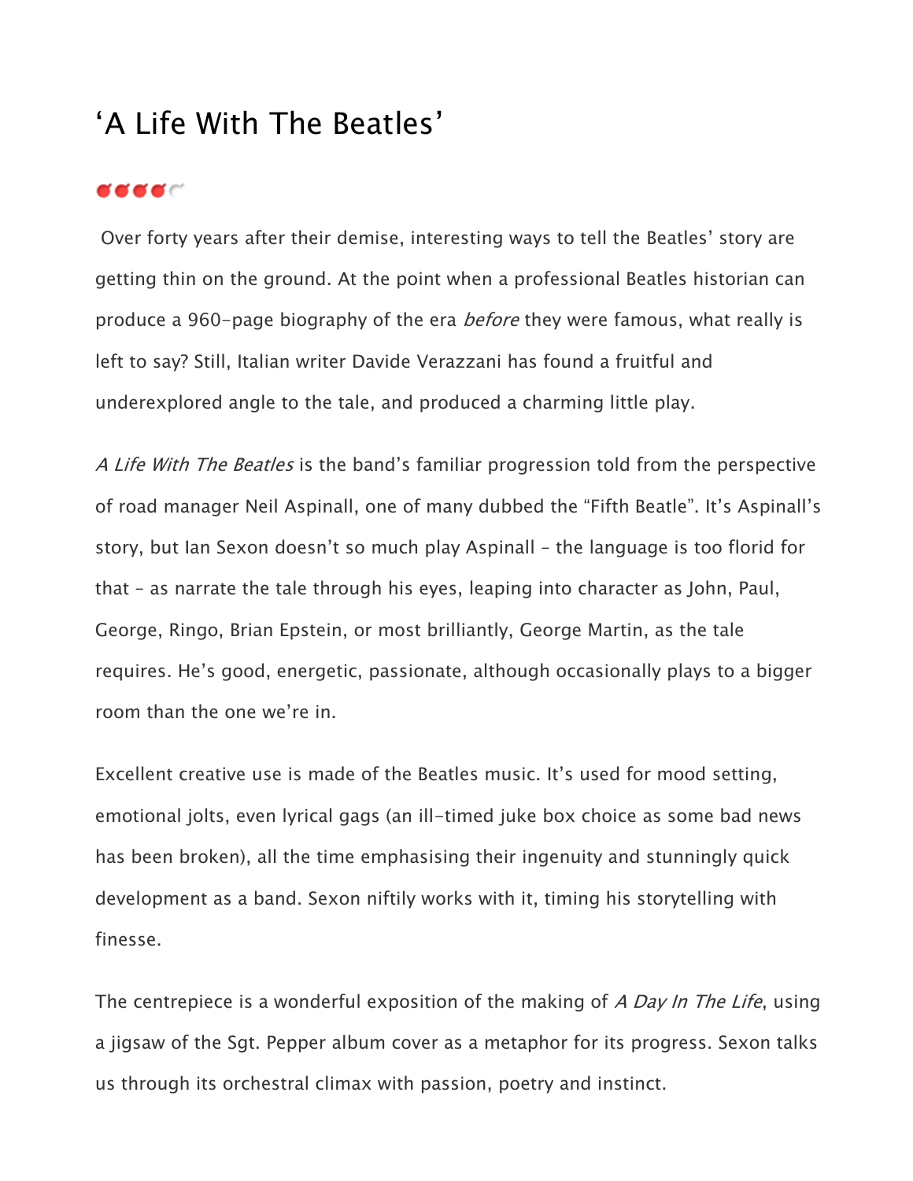# ‘A Life With The Beatles’

Over forty years after their demise, interesting ways to tell the Beatles’ story are getting thin on the ground. At the point when a professional Beatles historian can produce a 960-page biography of the era *before* they were famous, what really is left to say? Still, Italian writer Davide Verazzani has found a fruitful and underexplored angle to the tale, and produced a charming little play.

*A Life With The Beatles* is the band’s familiar progression told from the perspective of road manager Neil Aspinall, one of many dubbed the “Fifth Beatle”. It’s Aspinall’s story, but Ian Sexon doesn’t so much play Aspinall – the language is too florid for that – as narrate the tale through his eyes, leaping into character as John, Paul, George, Ringo, Brian Epstein, or most brilliantly, George Martin, as the tale requires. He’s good, energetic, passionate, although occasionally plays to a bigger room than the one we’re in.

Excellent creative use is made of the Beatles music. It’s used for mood setting, emotional jolts, even lyrical gags (an ill-timed juke box choice as some bad news has been broken), all the time emphasising their ingenuity and stunningly quick development as a band. Sexon niftily works with it, timing his storytelling with finesse.

The centrepiece is a wonderful exposition of the making of *A Day In The Life*, using a jigsaw of the Sgt. Pepper album cover as a metaphor for its progress. Sexon talks us through its orchestral climax with passion, poetry and instinct.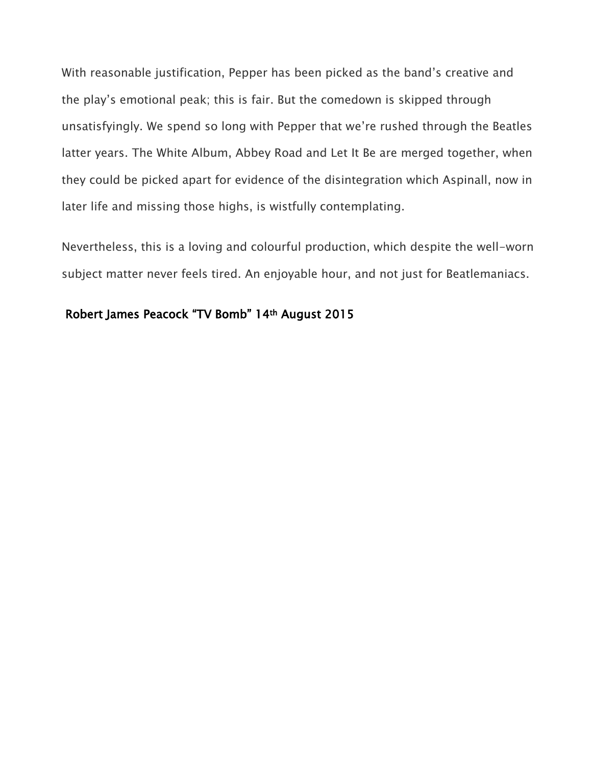With reasonable justification, Pepper has been picked as the band's creative and the play's emotional peak; this is fair. But the comedown is skipped through unsatisfyingly. We spend so long with Pepper that we're rushed through the Beatles latter years. The White Album, Abbey Road and Let It Be are merged together, when they could be picked apart for evidence of the disintegration which Aspinall, now in later life and missing those highs, is wistfully contemplating.

Nevertheless, this is a loving and colourful production, which despite the well-worn subject matter never feels tired. An enjoyable hour, and not just for Beatlemaniacs.

Robert James Peacock "TV Bomb" 14th August 2015